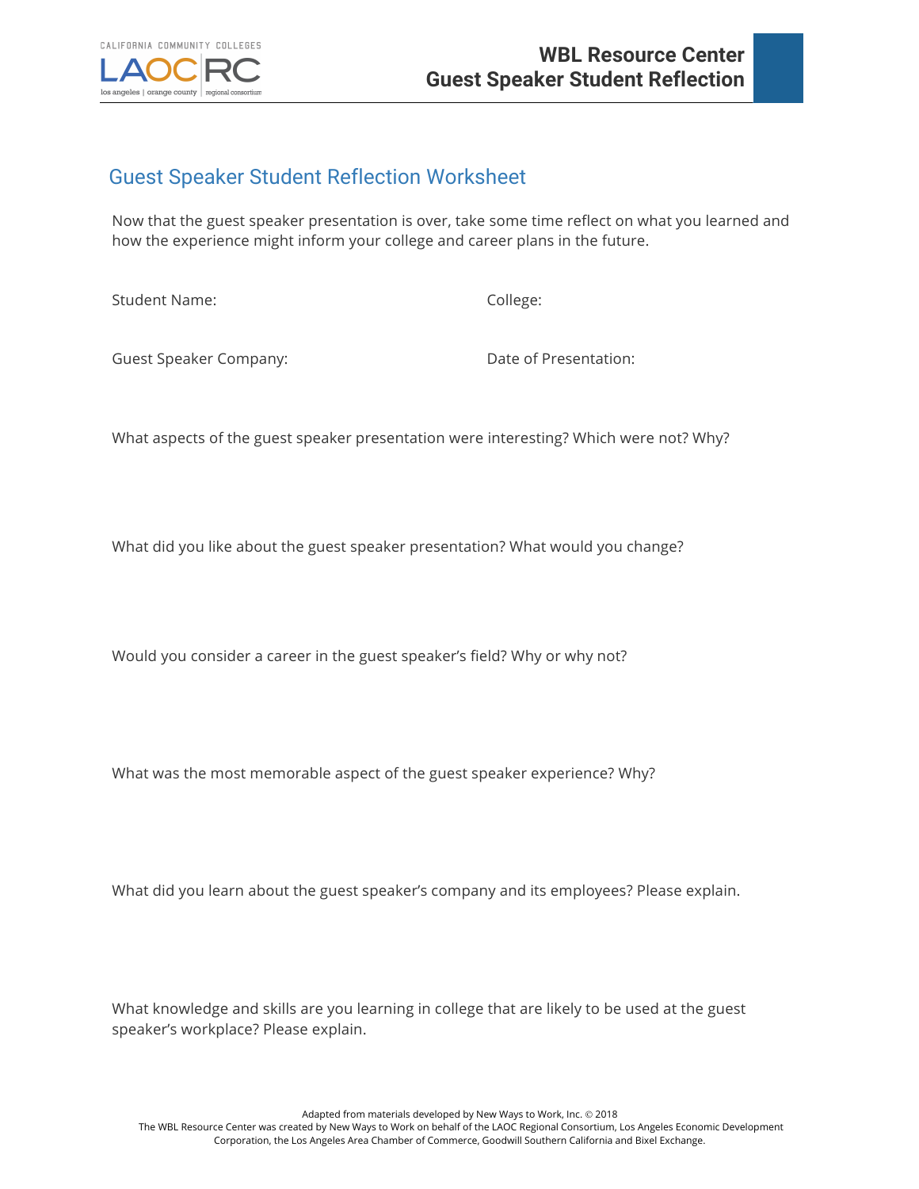# Guest Speaker Student Reflection Worksheet

Now that the guest speaker presentation is over, take some time reflect on what you learned and how the experience might inform your college and career plans in the future.

Student Name:

College:

Guest Speaker Company:

Date of Presentation:

What aspects of the guest speaker presentation were interesting? Which were not? Why?

What did you like about the guest speaker presentation? What would you change?

Would you consider a career in the guest speaker's field? Why or why not?

What was the most memorable aspect of the guest speaker experience? Why?

What did you learn about the guest speaker's company and its employees? Please explain.

What knowledge and skills are you learning in college that are likely to be used at the guest speaker's workplace? Please explain.

Adapted from materials developed by New Ways to Work, Inc. © 2018
The WBL Resource Center was created by New Ways to Work on behalf of the LAOC Regional Consortium, Los Angeles Economic Development Corporation, the Los Angeles Area Chamber of Commerce, Goodwill Southern California and Bixel Exchange.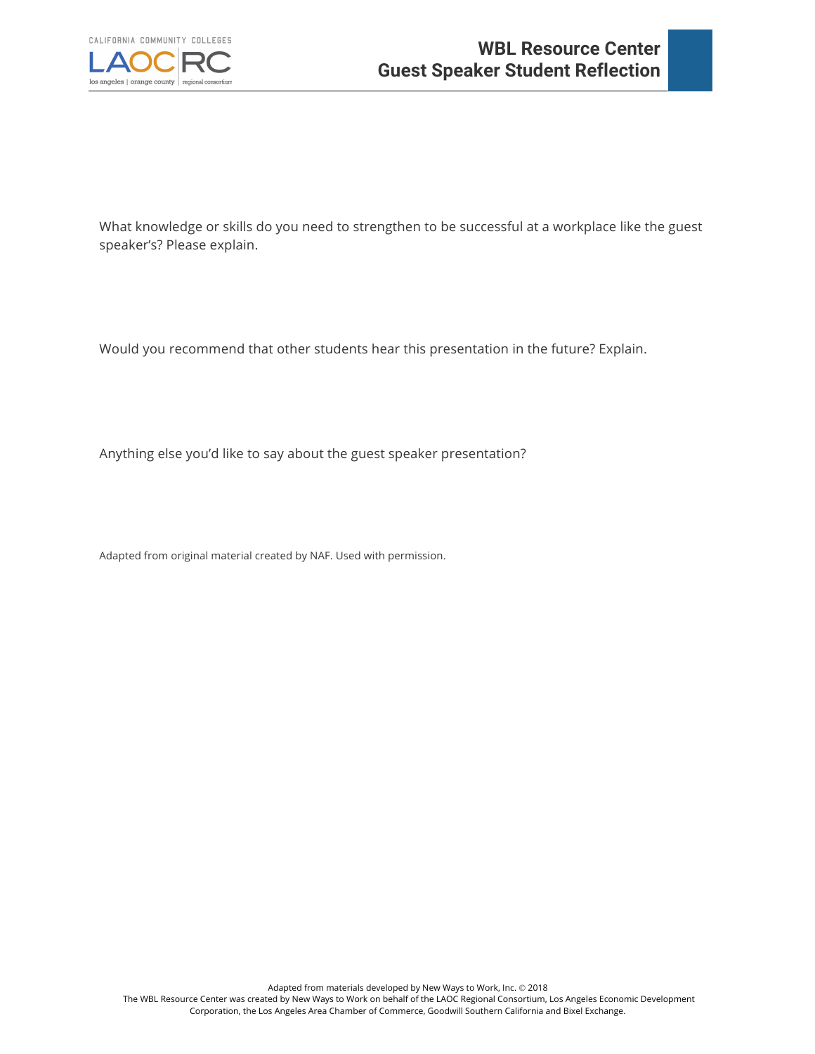What knowledge or skills do you need to strengthen to be successful at a workplace like the guest speaker's? Please explain.

Would you recommend that other students hear this presentation in the future? Explain.

Anything else you'd like to say about the guest speaker presentation?

Adapted from original material created by NAF. Used with permission.